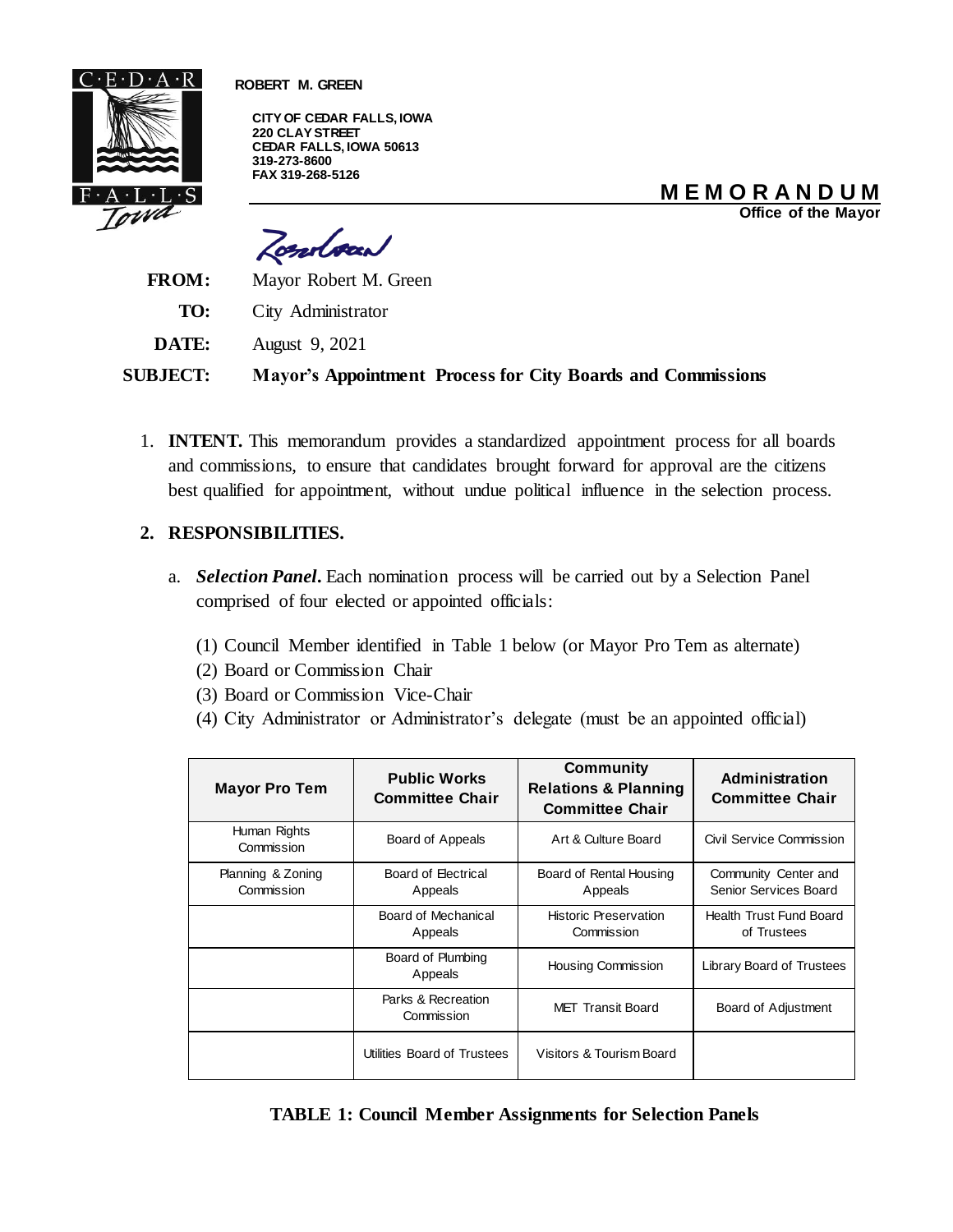**ROBERT M. GREEN**

**CITY OF CEDAR FALLS, IOWA**
**220 CLAY STREET**
**CEDAR FALLS, IOWA 50613**
**319-273-8600**
**FAX 319-268-5126**

# MEMORANDUM

**Office of the Mayor**

**FROM:** Mayor Robert M. Green

**TO:** City Administrator

**DATE:** August 9, 2021

**SUBJECT:** **Mayor's Appointment Process for City Boards and Commissions**

1. **INTENT.** This memorandum provides a standardized appointment process for all boards and commissions, to ensure that candidates brought forward for approval are the citizens best qualified for appointment, without undue political influence in the selection process.

2. **RESPONSIBILITIES.**

   a. ***Selection Panel***. Each nomination process will be carried out by a Selection Panel comprised of four elected or appointed officials:

      (1) Council Member identified in Table 1 below (or Mayor Pro Tem as alternate)
      (2) Board or Commission Chair
      (3) Board or Commission Vice-Chair
      (4) City Administrator or Administrator's delegate (must be an appointed official)

| Mayor Pro Tem | Public Works Committee Chair | Community Relations & Planning Committee Chair | Administration Committee Chair |
|---|---|---|---|
| Human Rights Commission | Board of Appeals | Art & Culture Board | Civil Service Commission |
| Planning & Zoning Commission | Board of Electrical Appeals | Board of Rental Housing Appeals | Community Center and Senior Services Board |
| | Board of Mechanical Appeals | Historic Preservation Commission | Health Trust Fund Board of Trustees |
| | Board of Plumbing Appeals | Housing Commission | Library Board of Trustees |
| | Parks & Recreation Commission | MET Transit Board | Board of Adjustment |
| | Utilities Board of Trustees | Visitors & Tourism Board | |

**TABLE 1: Council Member Assignments for Selection Panels**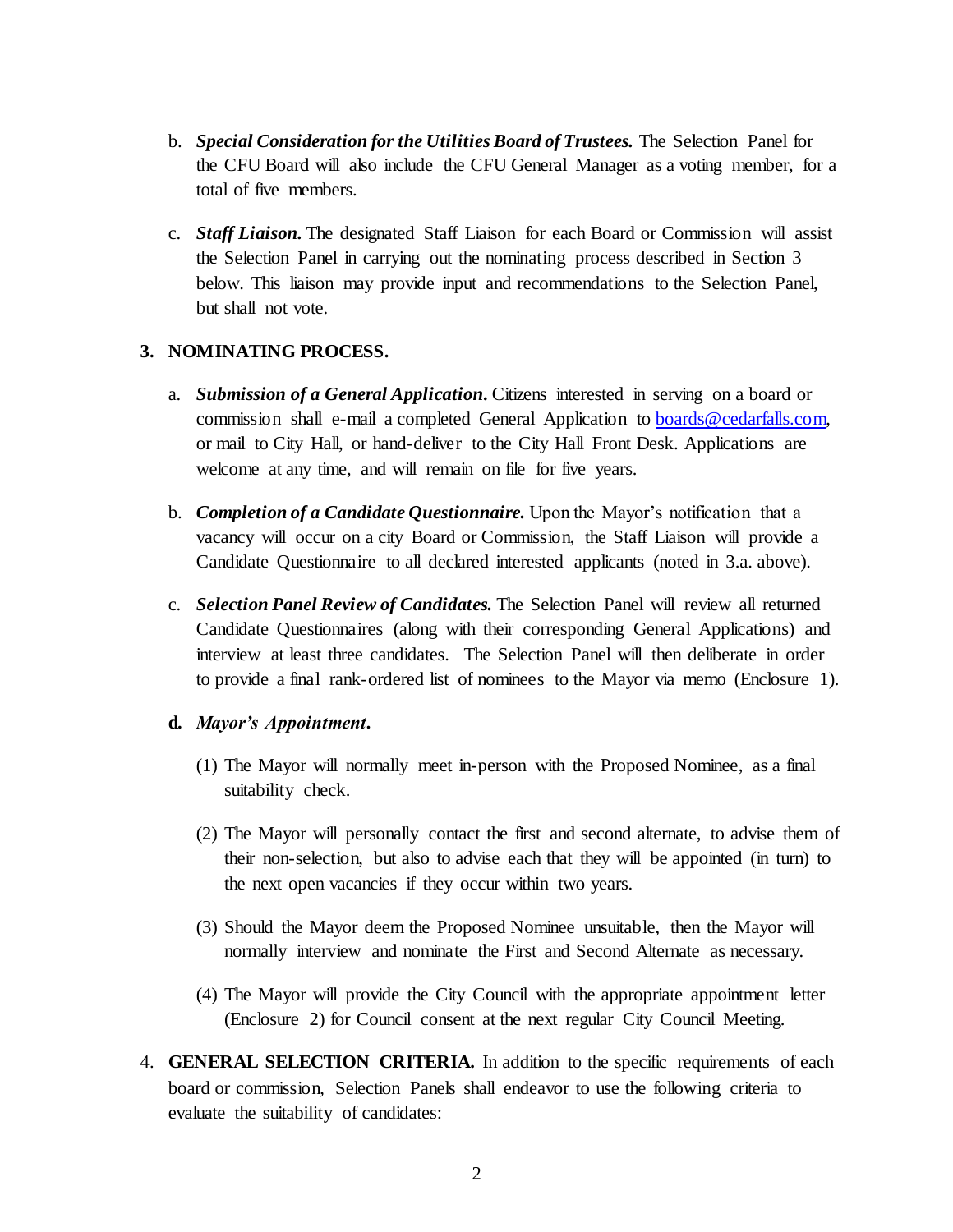b. ***Special Consideration for the Utilities Board of Trustees.*** The Selection Panel for the CFU Board will also include the CFU General Manager as a voting member, for a total of five members.

c. ***Staff Liaison.*** The designated Staff Liaison for each Board or Commission will assist the Selection Panel in carrying out the nominating process described in Section 3 below. This liaison may provide input and recommendations to the Selection Panel, but shall not vote.

**3. NOMINATING PROCESS.**

a. ***Submission of a General Application.*** Citizens interested in serving on a board or commission shall e-mail a completed General Application to boards@cedarfalls.com, or mail to City Hall, or hand-deliver to the City Hall Front Desk. Applications are welcome at any time, and will remain on file for five years.

b. ***Completion of a Candidate Questionnaire.*** Upon the Mayor's notification that a vacancy will occur on a city Board or Commission, the Staff Liaison will provide a Candidate Questionnaire to all declared interested applicants (noted in 3.a. above).

c. ***Selection Panel Review of Candidates.*** The Selection Panel will review all returned Candidate Questionnaires (along with their corresponding General Applications) and interview at least three candidates. The Selection Panel will then deliberate in order to provide a final rank-ordered list of nominees to the Mayor via memo (Enclosure 1).

**d.** ***Mayor's Appointment.***

(1) The Mayor will normally meet in-person with the Proposed Nominee, as a final suitability check.

(2) The Mayor will personally contact the first and second alternate, to advise them of their non-selection, but also to advise each that they will be appointed (in turn) to the next open vacancies if they occur within two years.

(3) Should the Mayor deem the Proposed Nominee unsuitable, then the Mayor will normally interview and nominate the First and Second Alternate as necessary.

(4) The Mayor will provide the City Council with the appropriate appointment letter (Enclosure 2) for Council consent at the next regular City Council Meeting.

4. **GENERAL SELECTION CRITERIA.** In addition to the specific requirements of each board or commission, Selection Panels shall endeavor to use the following criteria to evaluate the suitability of candidates: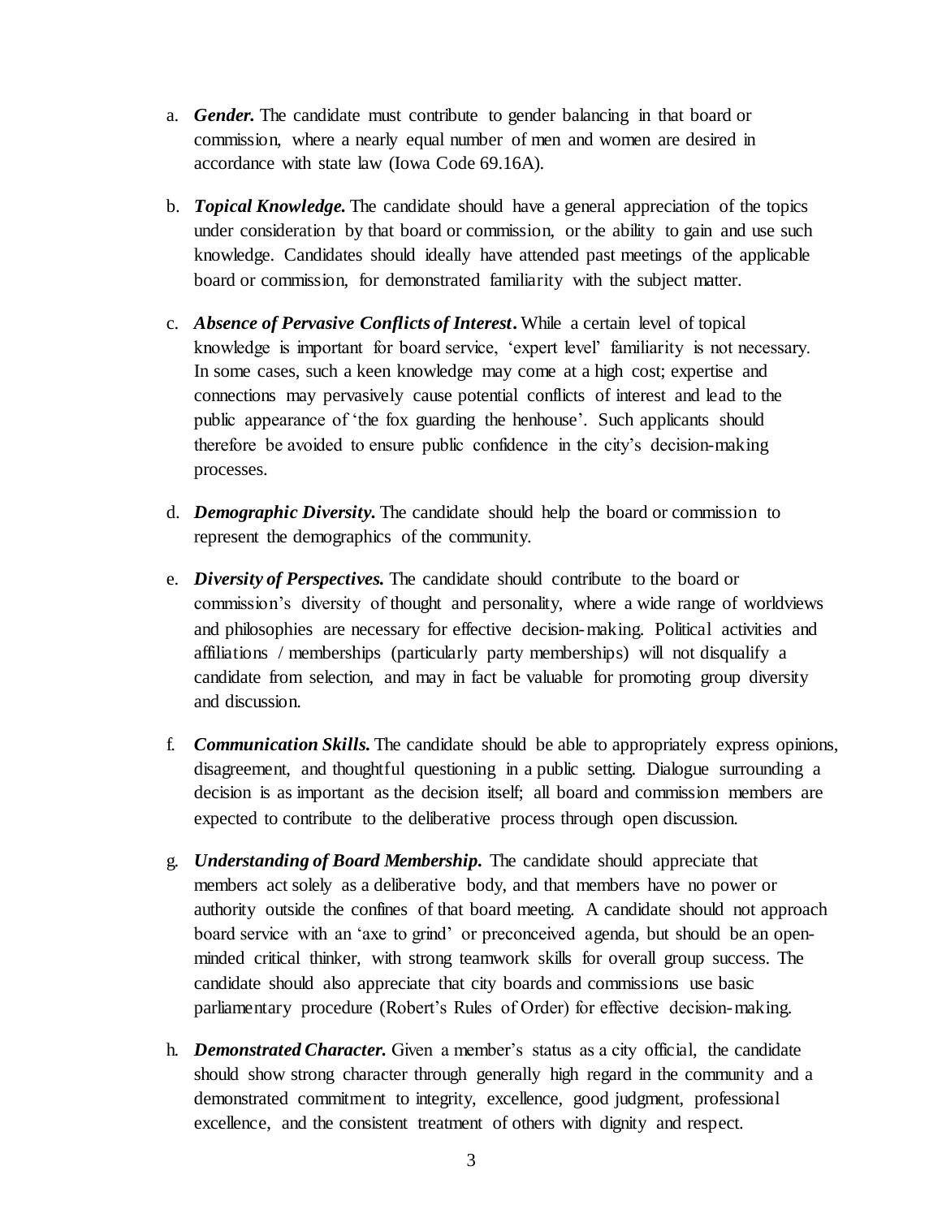a. ***Gender.*** The candidate must contribute to gender balancing in that board or commission, where a nearly equal number of men and women are desired in accordance with state law (Iowa Code 69.16A).

b. ***Topical Knowledge.*** The candidate should have a general appreciation of the topics under consideration by that board or commission, or the ability to gain and use such knowledge. Candidates should ideally have attended past meetings of the applicable board or commission, for demonstrated familiarity with the subject matter.

c. ***Absence of Pervasive Conflicts of Interest.*** While a certain level of topical knowledge is important for board service, 'expert level' familiarity is not necessary. In some cases, such a keen knowledge may come at a high cost; expertise and connections may pervasively cause potential conflicts of interest and lead to the public appearance of 'the fox guarding the henhouse'. Such applicants should therefore be avoided to ensure public confidence in the city's decision-making processes.

d. ***Demographic Diversity.*** The candidate should help the board or commission to represent the demographics of the community.

e. ***Diversity of Perspectives.*** The candidate should contribute to the board or commission's diversity of thought and personality, where a wide range of worldviews and philosophies are necessary for effective decision-making. Political activities and affiliations / memberships (particularly party memberships) will not disqualify a candidate from selection, and may in fact be valuable for promoting group diversity and discussion.

f. ***Communication Skills.*** The candidate should be able to appropriately express opinions, disagreement, and thoughtful questioning in a public setting. Dialogue surrounding a decision is as important as the decision itself; all board and commission members are expected to contribute to the deliberative process through open discussion.

g. ***Understanding of Board Membership.*** The candidate should appreciate that members act solely as a deliberative body, and that members have no power or authority outside the confines of that board meeting. A candidate should not approach board service with an 'axe to grind' or preconceived agenda, but should be an open-minded critical thinker, with strong teamwork skills for overall group success. The candidate should also appreciate that city boards and commissions use basic parliamentary procedure (Robert's Rules of Order) for effective decision-making.

h. ***Demonstrated Character.*** Given a member's status as a city official, the candidate should show strong character through generally high regard in the community and a demonstrated commitment to integrity, excellence, good judgment, professional excellence, and the consistent treatment of others with dignity and respect.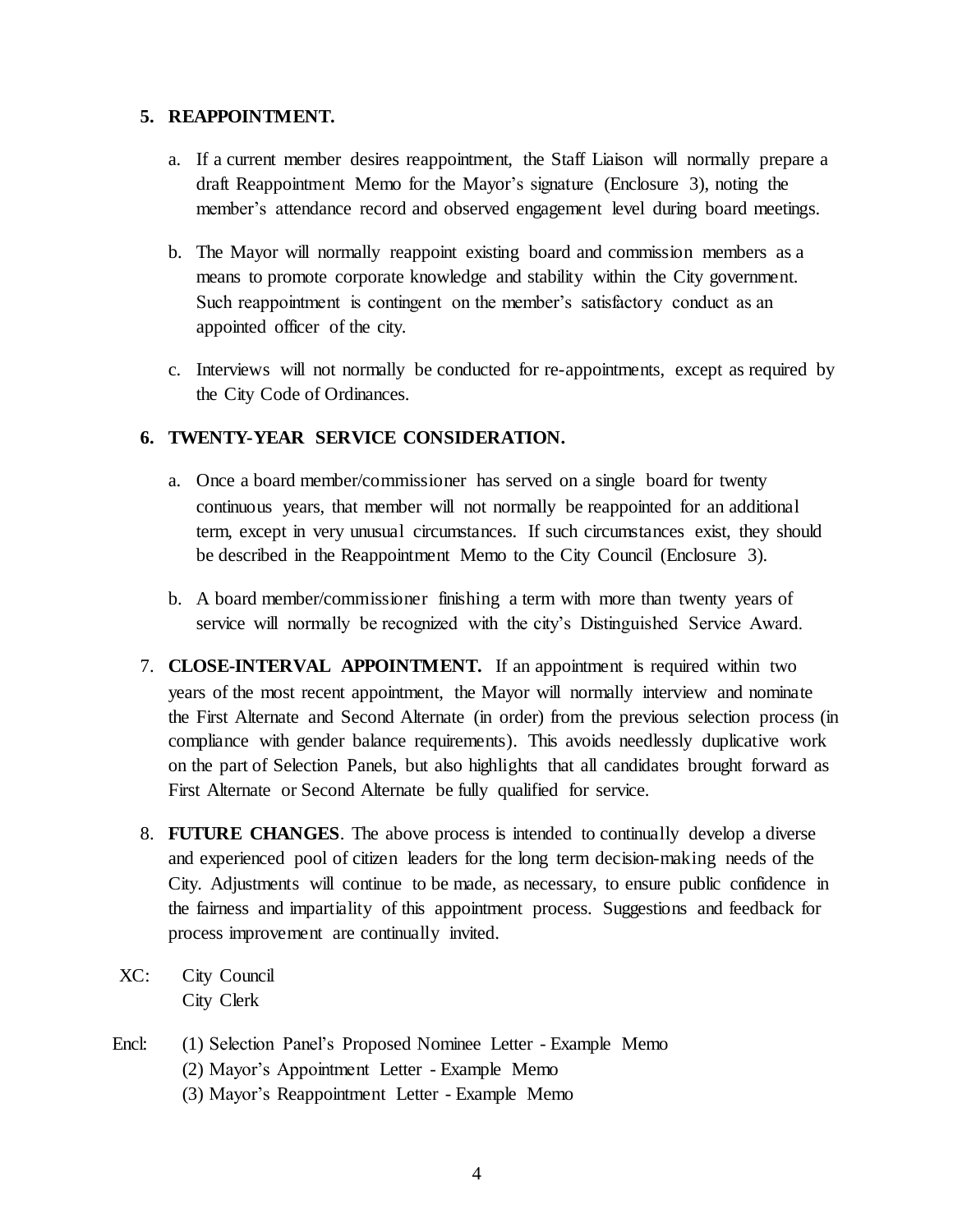**5. REAPPOINTMENT.**

a. If a current member desires reappointment, the Staff Liaison will normally prepare a draft Reappointment Memo for the Mayor's signature (Enclosure 3), noting the member's attendance record and observed engagement level during board meetings.

b. The Mayor will normally reappoint existing board and commission members as a means to promote corporate knowledge and stability within the City government. Such reappointment is contingent on the member's satisfactory conduct as an appointed officer of the city.

c. Interviews will not normally be conducted for re-appointments, except as required by the City Code of Ordinances.

**6. TWENTY-YEAR SERVICE CONSIDERATION.**

a. Once a board member/commissioner has served on a single board for twenty continuous years, that member will not normally be reappointed for an additional term, except in very unusual circumstances. If such circumstances exist, they should be described in the Reappointment Memo to the City Council (Enclosure 3).

b. A board member/commissioner finishing a term with more than twenty years of service will normally be recognized with the city's Distinguished Service Award.

7. **CLOSE-INTERVAL APPOINTMENT.** If an appointment is required within two years of the most recent appointment, the Mayor will normally interview and nominate the First Alternate and Second Alternate (in order) from the previous selection process (in compliance with gender balance requirements). This avoids needlessly duplicative work on the part of Selection Panels, but also highlights that all candidates brought forward as First Alternate or Second Alternate be fully qualified for service.

8. **FUTURE CHANGES**. The above process is intended to continually develop a diverse and experienced pool of citizen leaders for the long term decision-making needs of the City. Adjustments will continue to be made, as necessary, to ensure public confidence in the fairness and impartiality of this appointment process. Suggestions and feedback for process improvement are continually invited.

XC: City Council
City Clerk

Encl: (1) Selection Panel's Proposed Nominee Letter - Example Memo
(2) Mayor's Appointment Letter - Example Memo
(3) Mayor's Reappointment Letter - Example Memo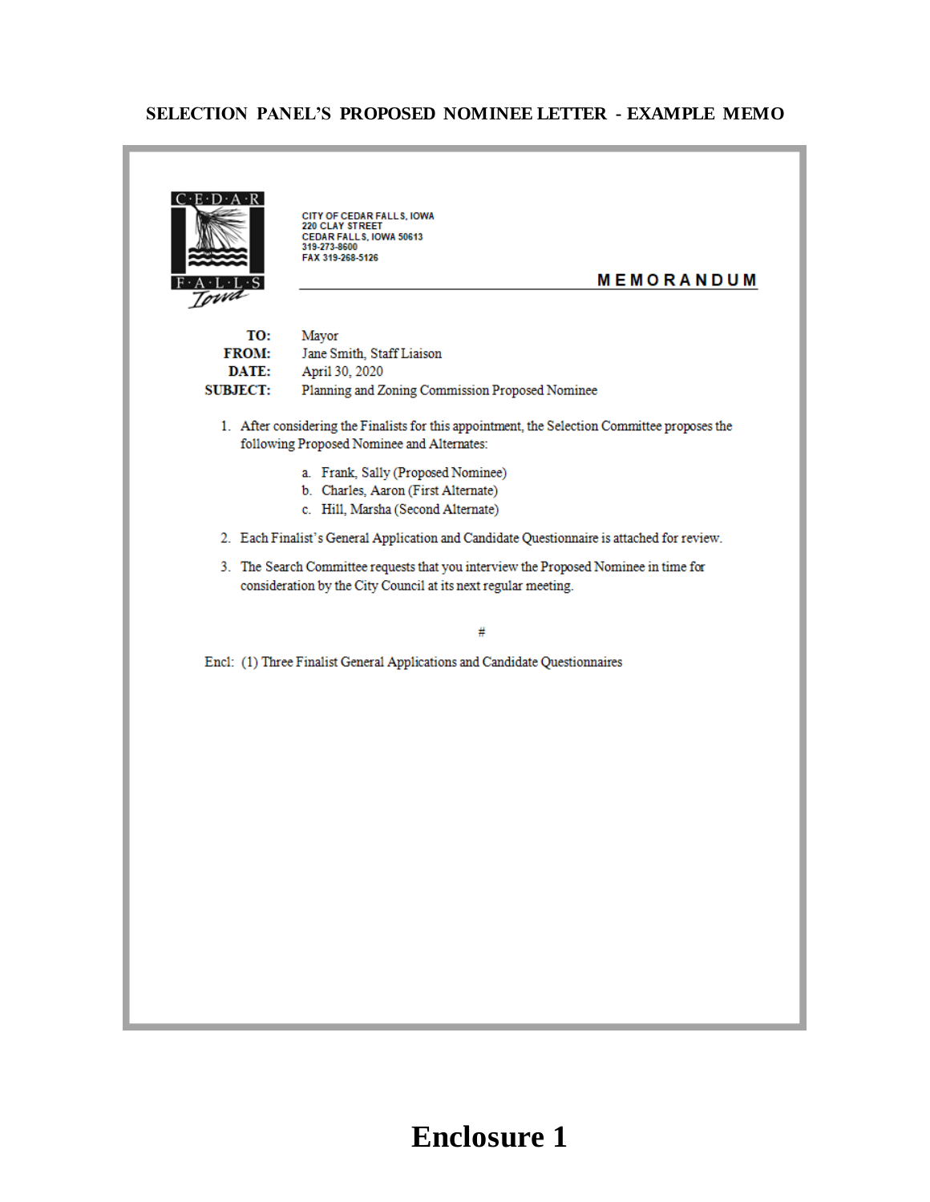**SELECTION PANEL'S PROPOSED NOMINEE LETTER - EXAMPLE MEMO**

CITY OF CEDAR FALLS, IOWA
220 CLAY STREET
CEDAR FALLS, IOWA 50613
319-273-8600
FAX 319-268-5126

**MEMORANDUM**

**TO:** Mayor
**FROM:** Jane Smith, Staff Liaison
**DATE:** April 30, 2020
**SUBJECT:** Planning and Zoning Commission Proposed Nominee

1. After considering the Finalists for this appointment, the Selection Committee proposes the following Proposed Nominee and Alternates:

   a. Frank, Sally (Proposed Nominee)
   b. Charles, Aaron (First Alternate)
   c. Hill, Marsha (Second Alternate)

2. Each Finalist's General Application and Candidate Questionnaire is attached for review.

3. The Search Committee requests that you interview the Proposed Nominee in time for consideration by the City Council at its next regular meeting.

#

Encl: (1) Three Finalist General Applications and Candidate Questionnaires

**Enclosure 1**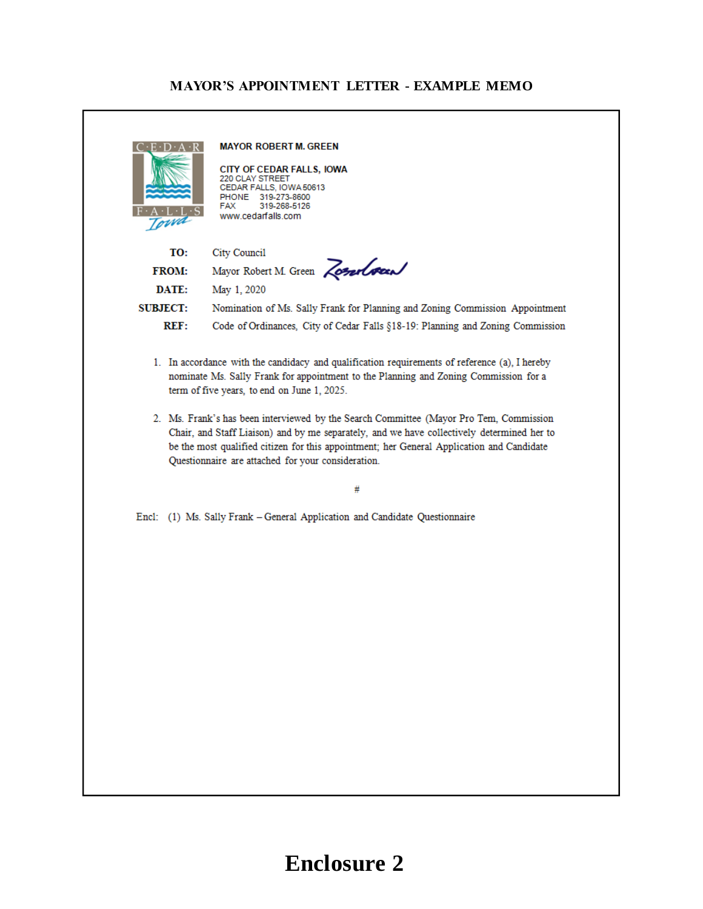# MAYOR'S APPOINTMENT LETTER - EXAMPLE MEMO

C·E·D·A·R F·A·L·L·S Iowa

**MAYOR ROBERT M. GREEN**

**CITY OF CEDAR FALLS, IOWA**
220 CLAY STREET
CEDAR FALLS, IOWA 50613
PHONE 319-273-8600
FAX 319-268-5126
www.cedarfalls.com

**TO:** City Council
**FROM:** Mayor Robert M. Green
**DATE:** May 1, 2020
**SUBJECT:** Nomination of Ms. Sally Frank for Planning and Zoning Commission Appointment
**REF:** Code of Ordinances, City of Cedar Falls §18-19: Planning and Zoning Commission

1. In accordance with the candidacy and qualification requirements of reference (a), I hereby nominate Ms. Sally Frank for appointment to the Planning and Zoning Commission for a term of five years, to end on June 1, 2025.

2. Ms. Frank's has been interviewed by the Search Committee (Mayor Pro Tem, Commission Chair, and Staff Liaison) and by me separately, and we have collectively determined her to be the most qualified citizen for this appointment; her General Application and Candidate Questionnaire are attached for your consideration.

#

Encl: (1) Ms. Sally Frank – General Application and Candidate Questionnaire

**Enclosure 2**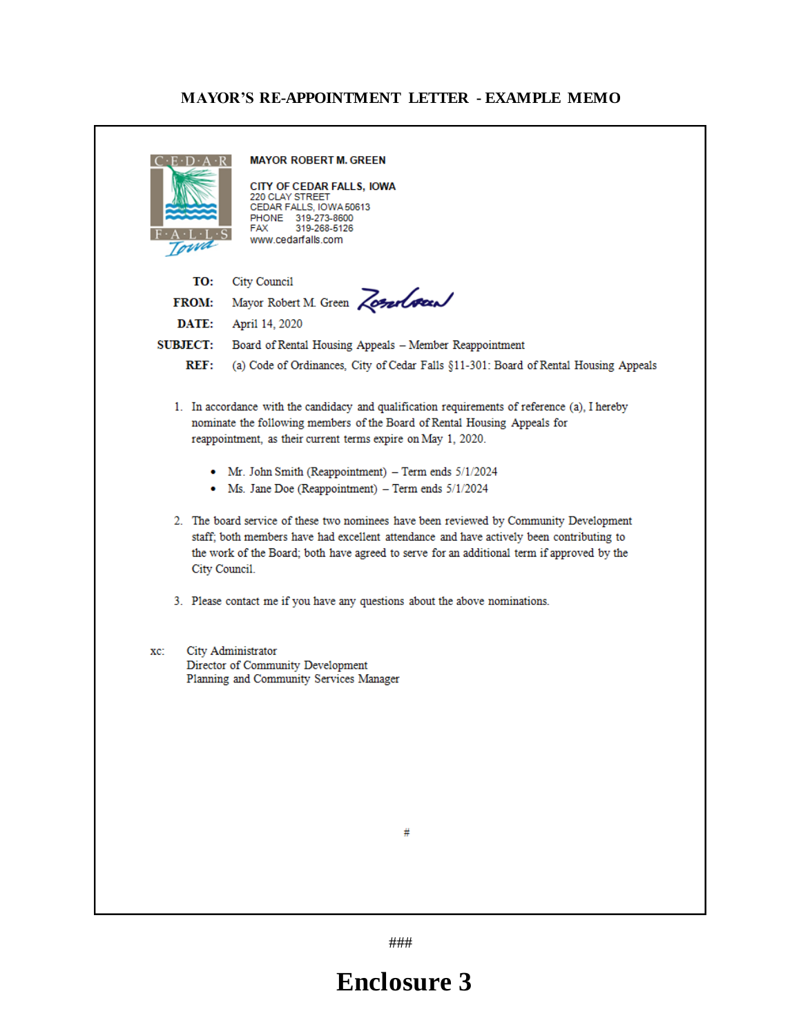# MAYOR'S RE-APPOINTMENT LETTER - EXAMPLE MEMO

C·E·D·A·R F·A·L·L·S Iowa

**MAYOR ROBERT M. GREEN**

**CITY OF CEDAR FALLS, IOWA**
220 CLAY STREET
CEDAR FALLS, IOWA 50613
PHONE 319-273-8600
FAX 319-268-5126
www.cedarfalls.com

| | |
|---|---|
| **TO:** | City Council |
| **FROM:** | Mayor Robert M. Green |
| **DATE:** | April 14, 2020 |
| **SUBJECT:** | Board of Rental Housing Appeals – Member Reappointment |
| **REF:** | (a) Code of Ordinances, City of Cedar Falls §11-301: Board of Rental Housing Appeals |

1. In accordance with the candidacy and qualification requirements of reference (a), I hereby nominate the following members of the Board of Rental Housing Appeals for reappointment, as their current terms expire on May 1, 2020.

   - Mr. John Smith (Reappointment) – Term ends 5/1/2024
   - Ms. Jane Doe (Reappointment) – Term ends 5/1/2024

2. The board service of these two nominees have been reviewed by Community Development staff; both members have had excellent attendance and have actively been contributing to the work of the Board; both have agreed to serve for an additional term if approved by the City Council.

3. Please contact me if you have any questions about the above nominations.

xc: City Administrator
Director of Community Development
Planning and Community Services Manager

#

###

# Enclosure 3